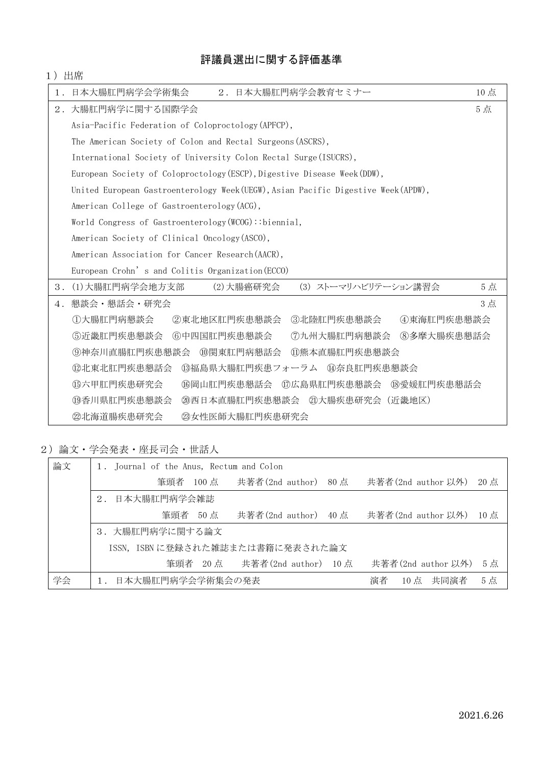## 評議員選出に関する評価基準

１）出席

| | |
|---|---|
| １．日本大腸肛門病学会学術集会　　２．日本大腸肛門病学会教育セミナー | 10点 |
| ２．大腸肛門病学に関する国際学会<br>Asia-Pacific Federation of Coloproctology(APFCP),<br>The American Society of Colon and Rectal Surgeons(ASCRS),<br>International Society of University Colon Rectal Surge(ISUCRS),<br>European Society of Coloproctology(ESCP),Digestive Disease Week(DDW),<br>United European Gastroenterology Week(UEGW),Asian Pacific Digestive Week(APDW),<br>American College of Gastroenterology(ACG),<br>World Congress of Gastroenterology(WCOG)::biennial,<br>American Society of Clinical Oncology(ASCO),<br>American Association for Cancer Research(AACR),<br>European Crohn's and Colitis Organization(ECCO) | 5点 |
| ３．(1)大腸肛門病学会地方支部　(2)大腸癌研究会　(3) ストーマリハビリテーション講習会 | 5点 |
| ４．懇談会・懇話会・研究会<br>①大腸肛門病懇談会　②東北地区肛門疾患懇談会　③北陸肛門疾患懇談会　④東海肛門疾患懇談会<br>⑤近畿肛門疾患懇談会　⑥中四国肛門疾患懇談会　⑦九州大腸肛門病懇談会　⑧多摩大腸疾患懇話会<br>⑨神奈川直腸肛門疾患懇談会　⑩関東肛門病懇話会　⑪熊本直腸肛門疾患懇談会<br>⑫北東北肛門疾患懇話会　⑬福島県大腸肛門疾患フォーラム　⑭奈良肛門疾患懇談会<br>⑮六甲肛門疾患研究会　⑯岡山肛門疾患懇話会　⑰広島県肛門疾患懇談会　⑱愛媛肛門疾患懇話会<br>⑲香川県肛門疾患懇談会　⑳西日本直腸肛門疾患懇談会　㉑大腸疾患研究会（近畿地区）<br>㉒北海道腸疾患研究会　㉓女性医師大腸肛門疾患研究会 | 3点 |

２）論文・学会発表・座長司会・世話人

| | |
|---|---|
| 論文 | １．Journal of the Anus, Rectum and Colon<br>筆頭者 100点　共著者(2nd author) 80点　共著者(2nd author以外) 20点 |
| | ２．日本大腸肛門病学会雑誌<br>筆頭者 50点　共著者(2nd author) 40点　共著者(2nd author以外) 10点 |
| | ３．大腸肛門病学に関する論文<br>ISSN, ISBNに登録された雑誌または書籍に発表された論文<br>筆頭者 20点　共著者(2nd author) 10点　共著者(2nd author以外) 5点 |
| 学会 | １．日本大腸肛門病学会学術集会の発表　演者 10点　共同演者 5点 |

2021.6.26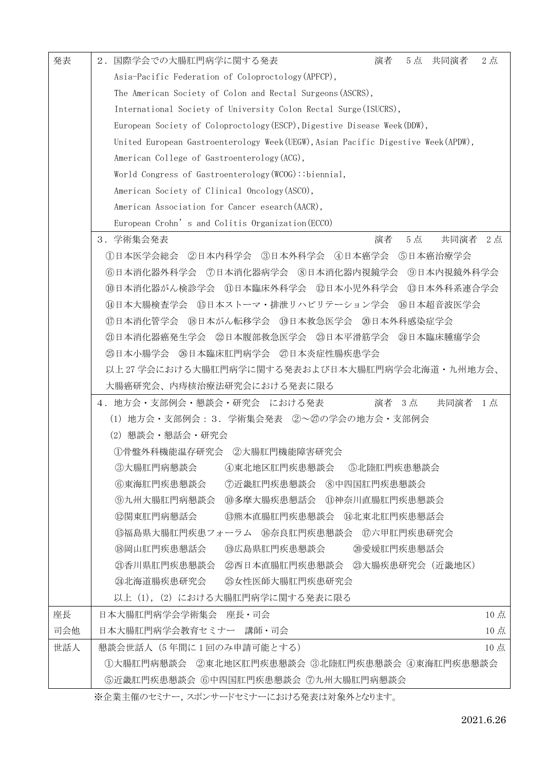| | |
|---|---|
| 発表 | 2．国際学会での大腸肛門病学に関する発表　　　　　　　　　演者　5点　共同演者　2点<br>Asia-Pacific Federation of Coloproctology(APFCP),<br>The American Society of Colon and Rectal Surgeons(ASCRS),<br>International Society of University Colon Rectal Surge(ISUCRS),<br>European Society of Coloproctology(ESCP),Digestive Disease Week(DDW),<br>United European Gastroenterology Week(UEGW),Asian Pacific Digestive Week(APDW),<br>American College of Gastroenterology(ACG),<br>World Congress of Gastroenterology(WCOG)::biennial,<br>American Society of Clinical Oncology(ASCO),<br>American Association for Cancer esearch(AACR),<br>European Crohn's and Colitis Organization(ECCO) |
| | 3．学術集会発表　　　　　　　　　　　　　　　　　　　　　　演者　5点　共同演者　2点<br>①日本医学会総会　②日本内科学会　③日本外科学会　④日本癌学会　⑤日本癌治療学会<br>⑥日本消化器外科学会　⑦日本消化器病学会　⑧日本消化器内視鏡学会　⑨日本内視鏡外科学会<br>⑩日本消化器がん検診学会　⑪日本臨床外科学会　⑫日本小児外科学会　⑬日本外科系連合学会<br>⑭日本大腸検査学会　⑮日本ストーマ・排泄リハビリテーション学会　⑯日本超音波医学会<br>⑰日本消化管学会　⑱日本がん転移学会　⑲日本救急医学会　⑳日本外科感染症学会<br>㉑日本消化器癌発生学会　㉒日本腹部救急医学会　㉓日本平滑筋学会　㉔日本臨床腫瘍学会<br>㉕日本小腸学会　㉖日本臨床肛門病学会　㉗日本炎症性腸疾患学会<br>以上27学会における大腸肛門病学に関する発表および日本大腸肛門病学会北海道・九州地方会、大腸癌研究会、内痔核治療法研究会における発表に限る |
| | 4．地方会・支部例会・懇談会・研究会　における発表　　　　　演者　3点　共同演者　1点<br>(1) 地方会・支部例会：3．学術集会発表　②～㉗の学会の地方会・支部例会<br>(2) 懇談会・懇話会・研究会<br>①骨盤外科機能温存研究会　②大腸肛門機能障害研究会<br>③大腸肛門病懇談会　④東北地区肛門疾患懇談会　⑤北陸肛門疾患懇談会<br>⑥東海肛門疾患懇談会　⑦近畿肛門疾患懇談会　⑧中四国肛門疾患懇談会<br>⑨九州大腸肛門病懇談会　⑩多摩大腸疾患懇話会　⑪神奈川直腸肛門疾患懇談会<br>⑫関東肛門病懇話会　⑬熊本直腸肛門疾患懇談会　⑭北東北肛門疾患懇話会<br>⑮福島県大腸肛門疾患フォーラム　⑯奈良肛門疾患懇談会　⑰六甲肛門疾患研究会<br>⑱岡山肛門疾患懇話会　⑲広島県肛門疾患懇談会　⑳愛媛肛門疾患懇話会<br>㉑香川県肛門疾患懇談会　㉒西日本直腸肛門疾患懇談会　㉓大腸疾患研究会（近畿地区）<br>㉔北海道腸疾患研究会　㉕女性医師大腸肛門疾患研究会<br>以上 (1), (2) における大腸肛門病学に関する発表に限る |
| 座長<br>司会他 | 日本大腸肛門病学会学術集会　座長・司会　　　　　　　　　　　　　　　　　　　　　10点<br>日本大腸肛門病学会教育セミナー　講師・司会　　　　　　　　　　　　　　　　　　10点 |
| 世話人 | 懇談会世話人（5年間に1回のみ申請可能とする）　　　　　　　　　　　　　　　　10点<br>①大腸肛門病懇談会　②東北地区肛門疾患懇談会　③北陸肛門疾患懇談会　④東海肛門疾患懇談会<br>⑤近畿肛門疾患懇談会　⑥中四国肛門疾患懇談会　⑦九州大腸肛門病懇談会 |

※企業主催のセミナー，スポンサードセミナーにおける発表は対象外となります。

2021.6.26